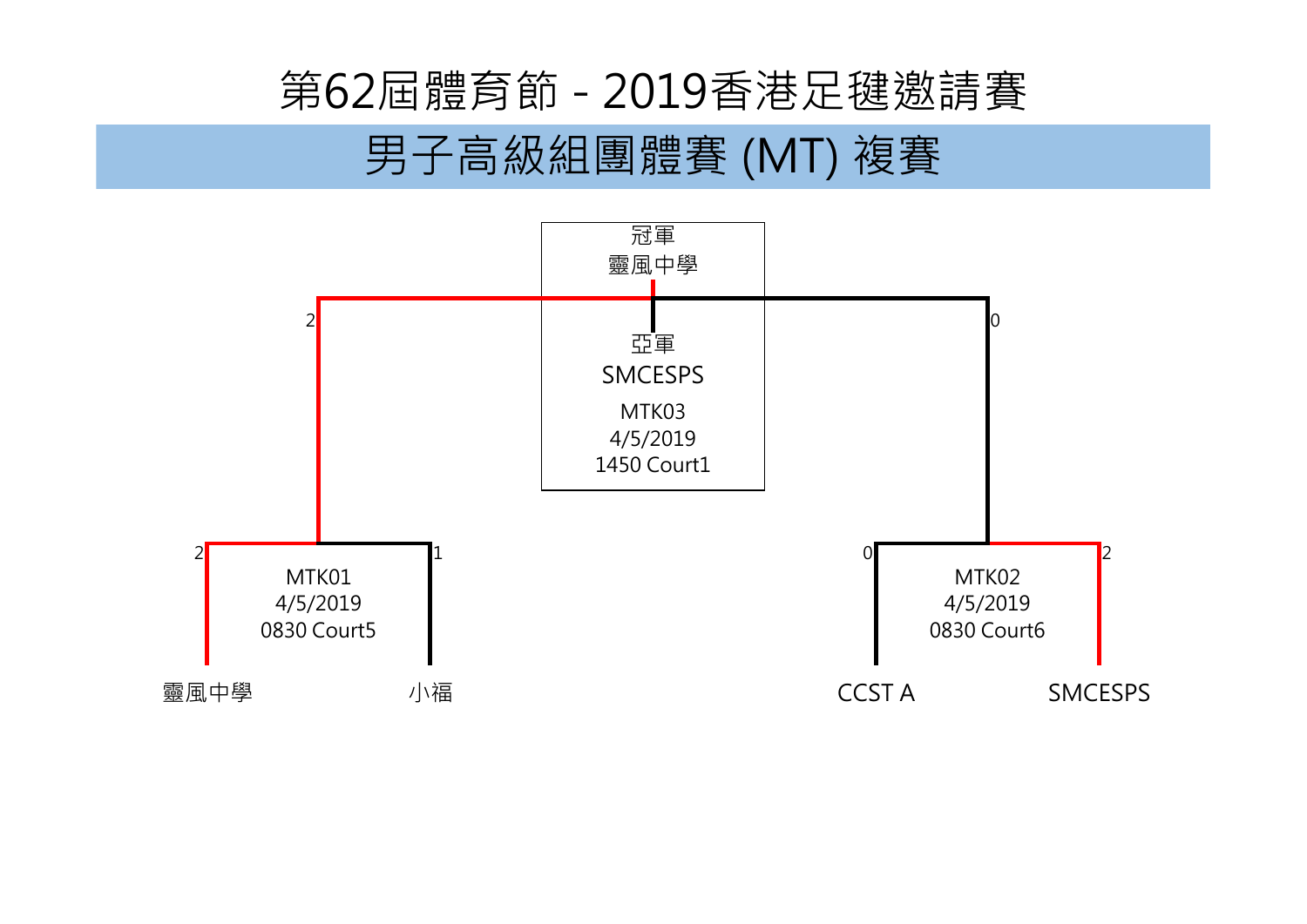# 第62屆體育節 - 2019香港足毽邀請賽

## 男子高級組團體賽 (MT) 複賽

冠軍
靈風中學

2

0

亞軍
SMCESPS

MTK03
4/5/2019
1450 Court1

2

1

MTK01
4/5/2019
0830 Court5

0

2

MTK02
4/5/2019
0830 Court6

靈風中學

小福

CCST A

SMCESPS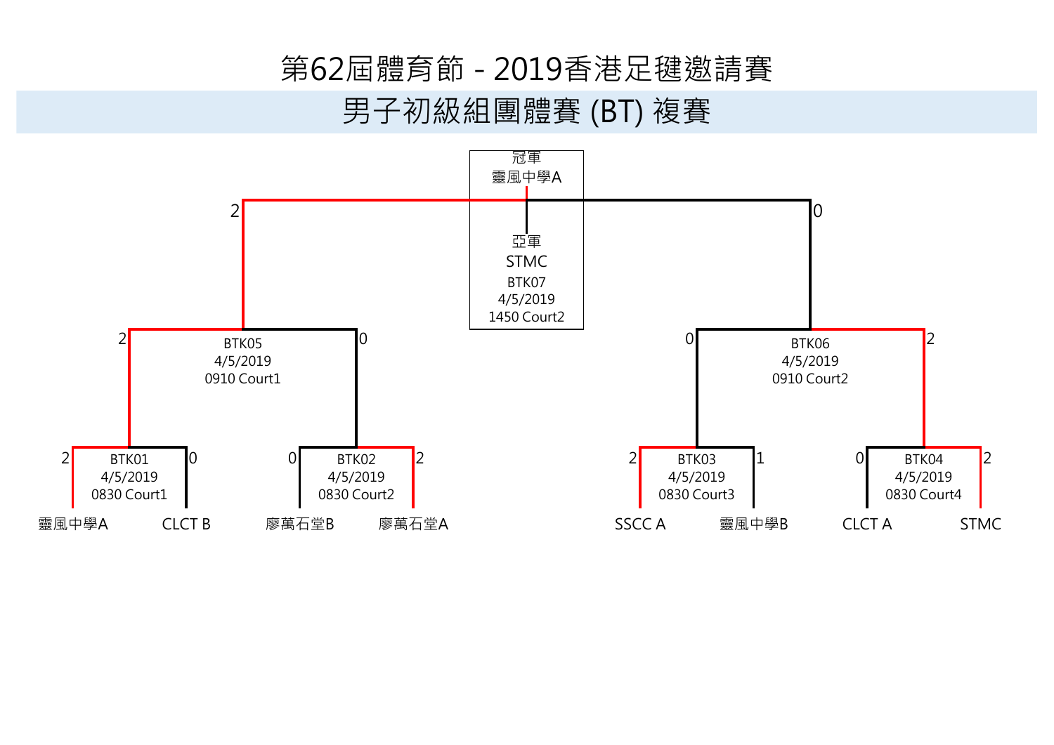# 第62屆體育節 - 2019香港足毽邀請賽

## 男子初級組團體賽 (BT) 複賽

冠軍
靈風中學A

亞軍
STMC
BTK07
4/5/2019
1450 Court2

2
0

2
BTK05
4/5/2019
0910 Court1
0

0
BTK06
4/5/2019
0910 Court2
2

2
BTK01
4/5/2019
0830 Court1
0

0
BTK02
4/5/2019
0830 Court2
2

2
BTK03
4/5/2019
0830 Court3
1

0
BTK04
4/5/2019
0830 Court4
2

靈風中學A
CLCT B
廖萬石堂B
廖萬石堂A
SSCC A
靈風中學B
CLCT A
STMC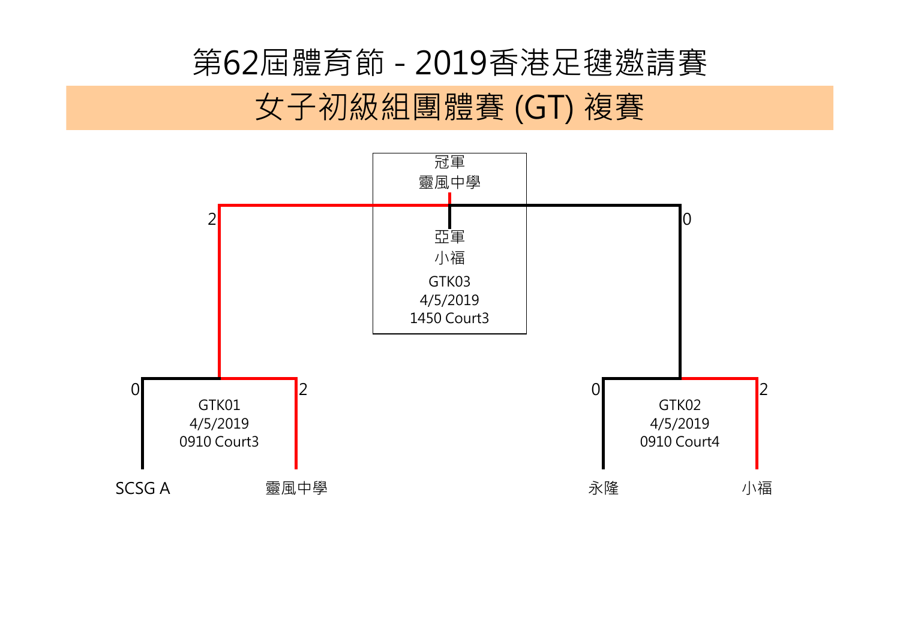# 第62屆體育節 - 2019香港足毽邀請賽

## 女子初級組團體賽 (GT) 複賽

冠軍
靈風中學

2

0

亞軍
小福

GTK03
4/5/2019
1450 Court3

0

2

GTK01
4/5/2019
0910 Court3

0

2

GTK02
4/5/2019
0910 Court4

SCSG A

靈風中學

永隆

小福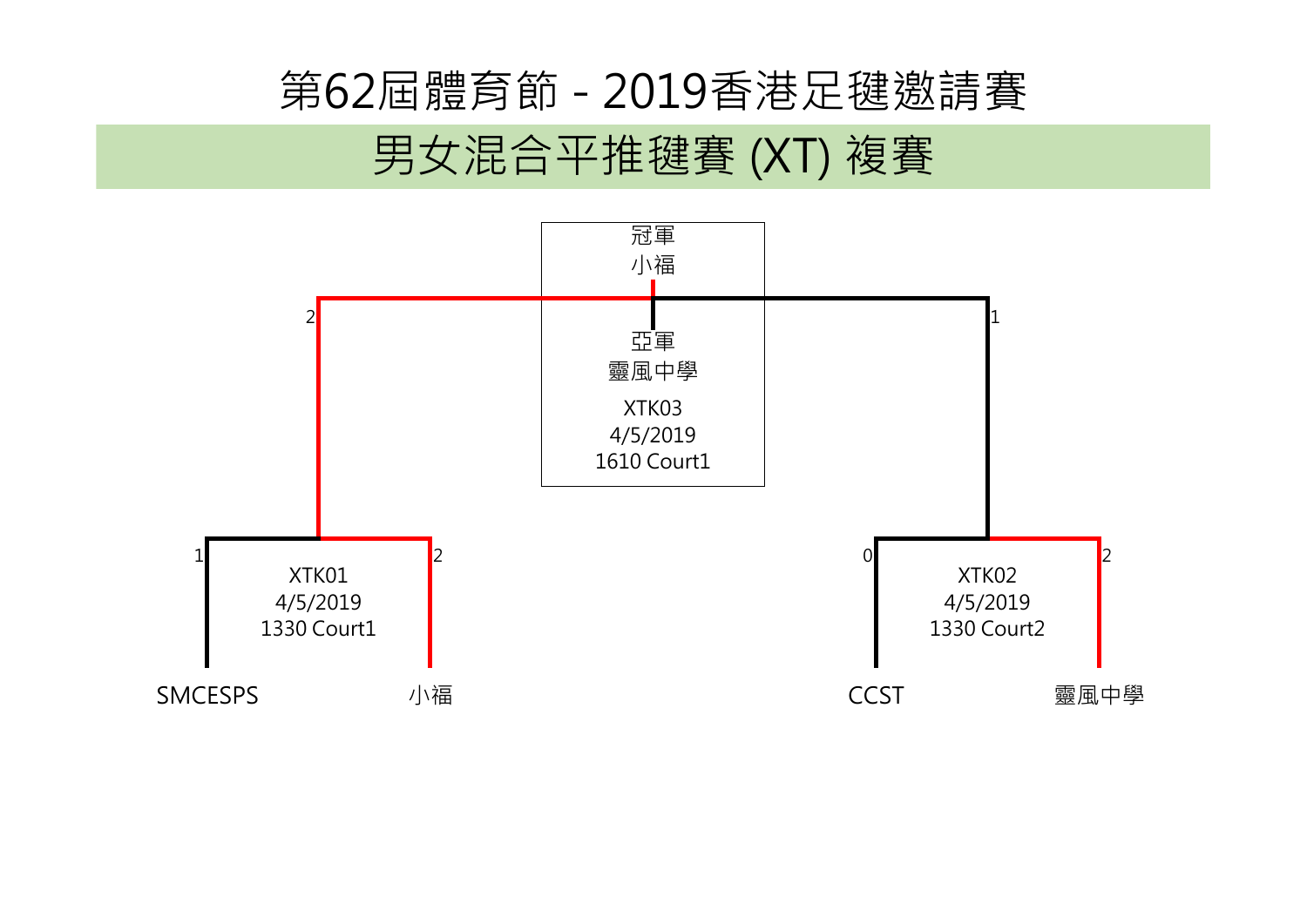# 第62屆體育節 - 2019香港足毽邀請賽

## 男女混合平推毽賽 (XT) 複賽

冠軍
小福

亞軍
靈風中學

XTK03
4/5/2019
1610 Court1

2

1

XTK01
4/5/2019
1330 Court1

1

2

XTK02
4/5/2019
1330 Court2

0

2

SMCESPS

小福

CCST

靈風中學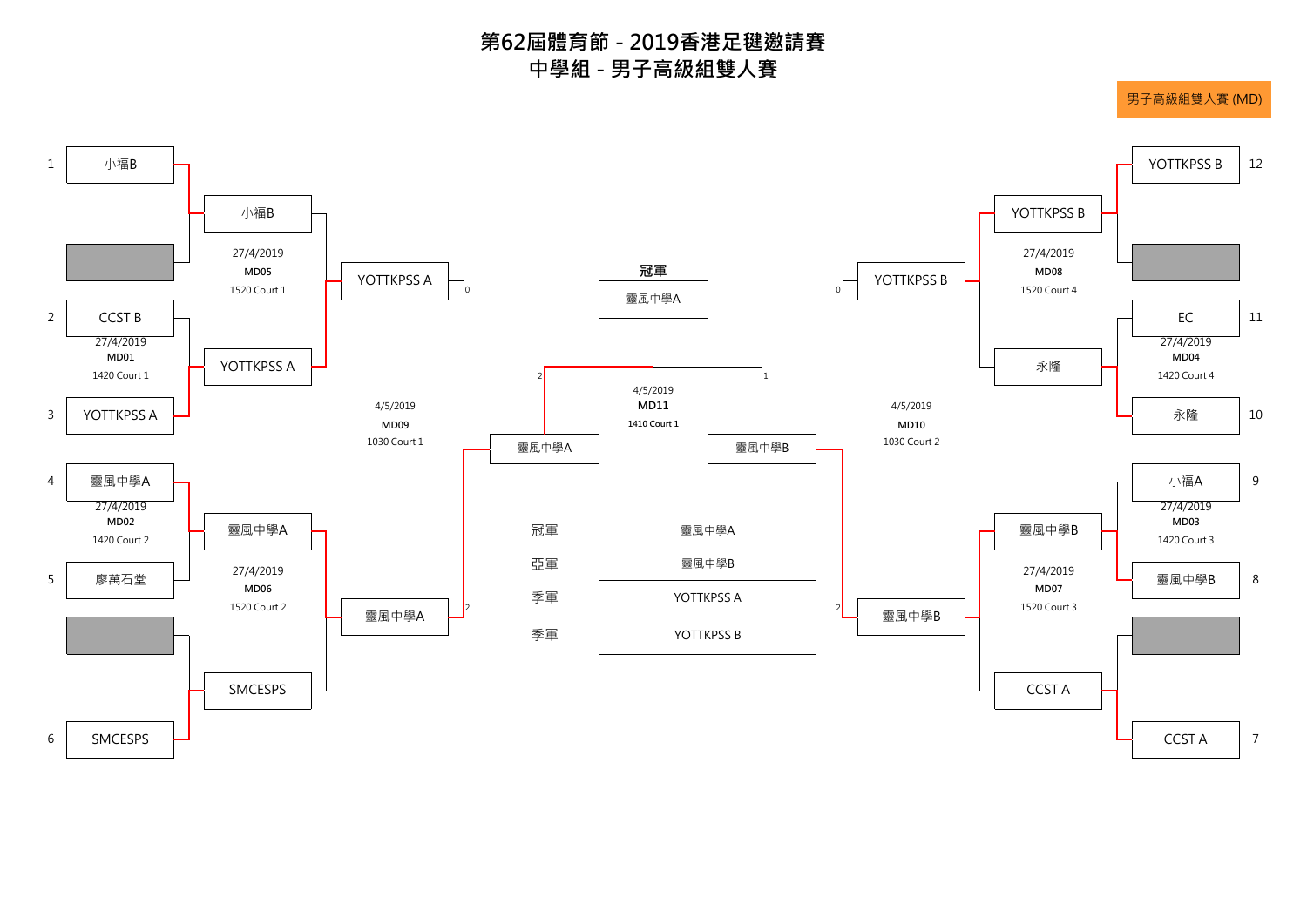# 第62屆體育節 - 2019香港足毽邀請賽
## 中學組 - 男子高級組雙人賽

男子高級組雙人賽 (MD)

1 小福B
2 CCST B
3 YOTTKPSS A
4 靈風中學A
5 廖萬石堂
6 SMCESPS

12 YOTTKPSS B
11 EC
10 永隆
9 小福A
8 靈風中學B
7 CCST A

MD01
27/4/2019
1420 Court 1
CCST B vs YOTTKPSS A → YOTTKPSS A

MD02
27/4/2019
1420 Court 2
靈風中學A vs 廖萬石堂 → 靈風中學A

MD03
27/4/2019
1420 Court 3
小福A vs 靈風中學B → 靈風中學B

MD04
27/4/2019
1420 Court 4
EC vs 永隆 → 永隆

MD05
27/4/2019
1520 Court 1
小福B vs YOTTKPSS A → YOTTKPSS A

MD06
27/4/2019
1520 Court 2
靈風中學A vs SMCESPS → 靈風中學A

MD07
27/4/2019
1520 Court 3
靈風中學B vs CCST A → 靈風中學B

MD08
27/4/2019
1520 Court 4
YOTTKPSS B vs 永隆 → YOTTKPSS B

MD09
4/5/2019
1030 Court 1
YOTTKPSS A 0 : 2 靈風中學A → 靈風中學A

MD10
4/5/2019
1030 Court 2
YOTTKPSS B 0 : 2 靈風中學B → 靈風中學B

MD11
4/5/2019
1410 Court 1
靈風中學A 2 : 1 靈風中學B

冠軍
靈風中學A

| | |
|---|---|
| 冠軍 | 靈風中學A |
| 亞軍 | 靈風中學B |
| 季軍 | YOTTKPSS A |
| 季軍 | YOTTKPSS B |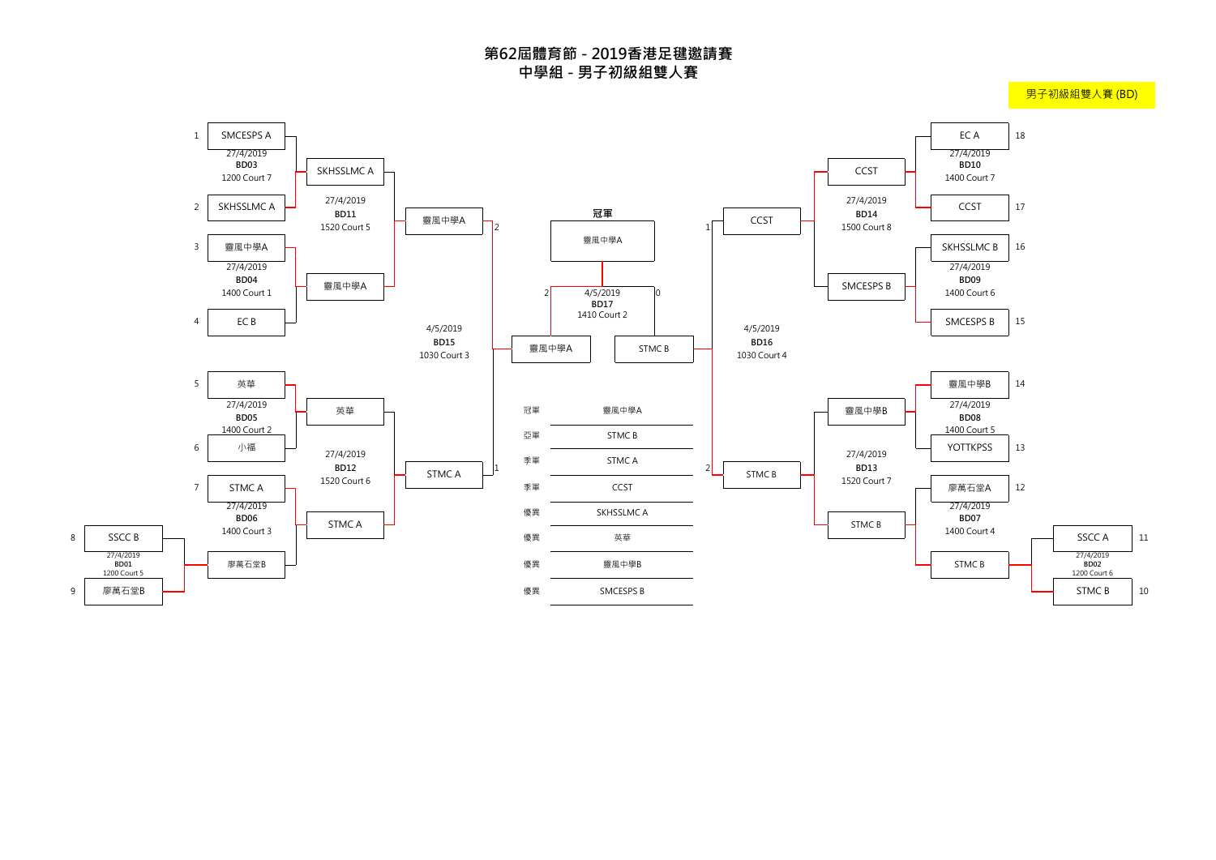# 第62屆體育節 - 2019香港足毽邀請賽
## 中學組 - 男子初級組雙人賽

男子初級組雙人賽 (BD)

1 SMCESPS A
27/4/2019
BD03
1200 Court 7
2 SKHSSLMC A

SKHSSLMC A
27/4/2019
BD11
1520 Court 5

3 靈風中學A
27/4/2019
BD04
1400 Court 1
4 EC B

靈風中學A

靈風中學A 2

5 英華
27/4/2019
BD05
1400 Court 2
6 小福

英華
27/4/2019
BD12
1520 Court 6

7 STMC A
27/4/2019
BD06
1400 Court 3

8 SSCC B
27/4/2019
BD01
1200 Court 5
9 廖萬石堂B

廖萬石堂B

STMC A

STMC A 1

4/5/2019
BD15
1030 Court 3

冠軍
靈風中學A

2 4/5/2019 0
BD17
1410 Court 2

靈風中學A
STMC B

18 EC A
27/4/2019
BD10
1400 Court 7
17 CCST

CCST
27/4/2019
BD14
1500 Court 8

16 SKHSSLMC B
27/4/2019
BD09
1400 Court 6
15 SMCESPS B

SMCESPS B

1 CCST

14 靈風中學B
27/4/2019
BD08
1400 Court 5
13 YOTTKPSS

靈風中學B
27/4/2019
BD13
1520 Court 7

12 廖萬石堂A
27/4/2019
BD07
1400 Court 4

11 SSCC A
27/4/2019
BD02
1200 Court 6
10 STMC B

STMC B

STMC B

2 STMC B

4/5/2019
BD16
1030 Court 4

| | |
|---|---|
| 冠軍 | 靈風中學A |
| 亞軍 | STMC B |
| 季軍 | STMC A |
| 季軍 | CCST |
| 優異 | SKHSSLMC A |
| 優異 | 英華 |
| 優異 | 靈風中學B |
| 優異 | SMCESPS B |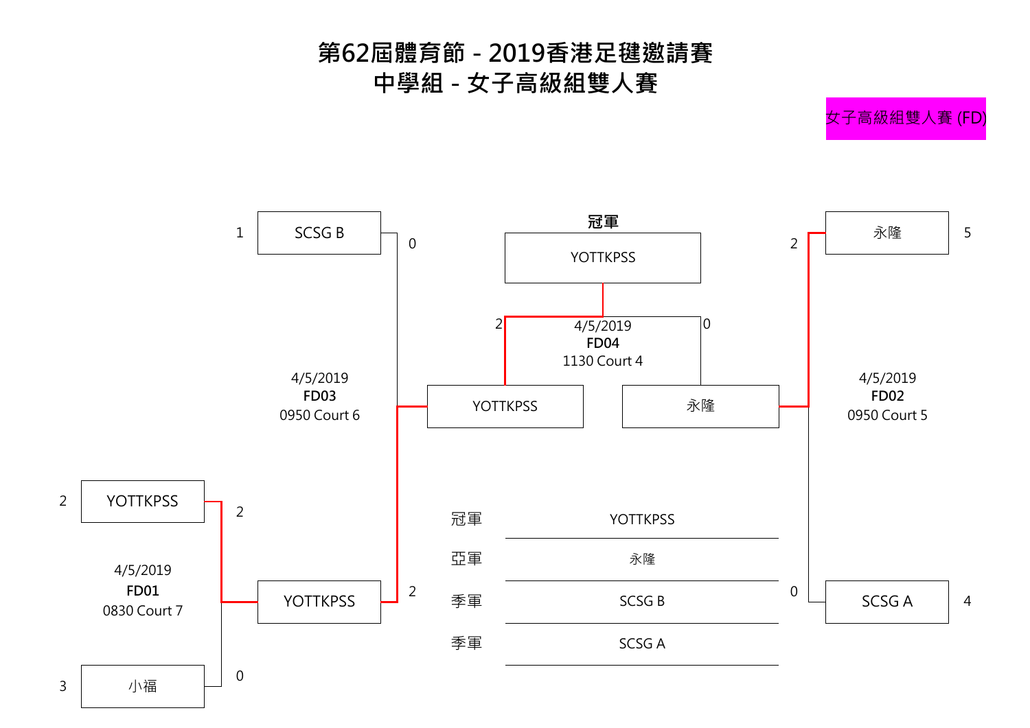# 第62屆體育節 - 2019香港足毽邀請賽
## 中學組 - 女子高級組雙人賽

女子高級組雙人賽 (FD)

冠軍

YOTTKPSS

1 SCSG B 0

2 YOTTKPSS 2

3 小福 0

4/5/2019
**FD01**
0830 Court 7

YOTTKPSS 2

4/5/2019
**FD03**
0950 Court 6

2 YOTTKPSS

4/5/2019
**FD04**
1130 Court 4

0 永隆

5 永隆 2

4 SCSG A 0

4/5/2019
**FD02**
0950 Court 5

| | |
|---|---|
| 冠軍 | YOTTKPSS |
| 亞軍 | 永隆 |
| 季軍 | SCSG B |
| 季軍 | SCSG A |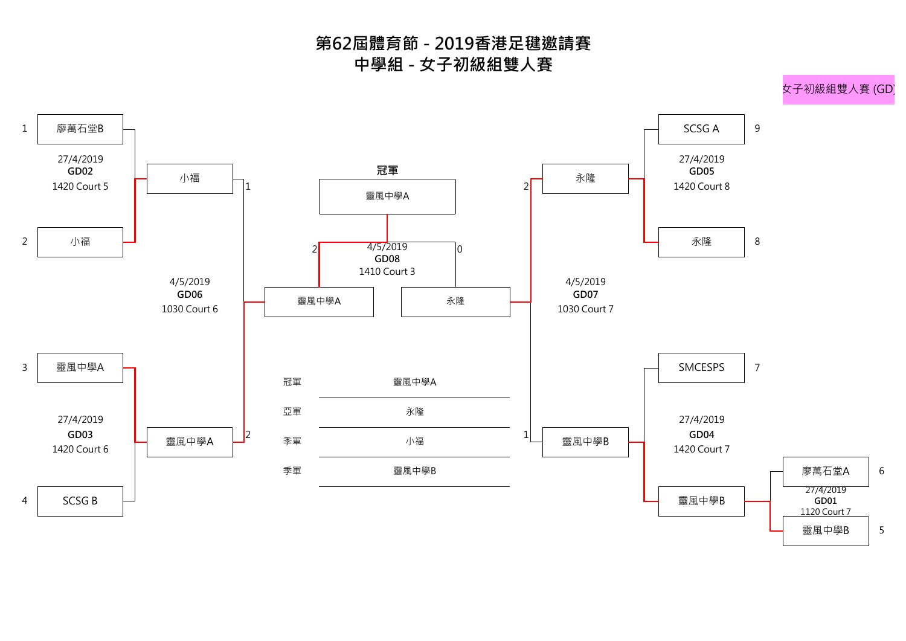# 第62屆體育節 - 2019香港足毽邀請賽
## 中學組 - 女子初級組雙人賽

女子初級組雙人賽 (GD)

1 廖萬石堂B

27/4/2019
**GD02**
1420 Court 5

2 小福

小福 1

3 靈風中學A

27/4/2019
**GD03**
1420 Court 6

4 SCSG B

靈風中學A 2

4/5/2019
**GD06**
1030 Court 6

**冠軍**

靈風中學A

2 4/5/2019 0
**GD08**
1410 Court 3

靈風中學A　永隆

9 SCSG A

27/4/2019
**GD05**
1420 Court 8

8 永隆

2 永隆

4/5/2019
**GD07**
1030 Court 7

7 SMCESPS

27/4/2019
**GD04**
1420 Court 7

1 靈風中學B

靈風中學B

6 廖萬石堂A

27/4/2019
**GD01**
1120 Court 7

5 靈風中學B

| | |
|---|---|
| 冠軍 | 靈風中學A |
| 亞軍 | 永隆 |
| 季軍 | 小福 |
| 季軍 | 靈風中學B |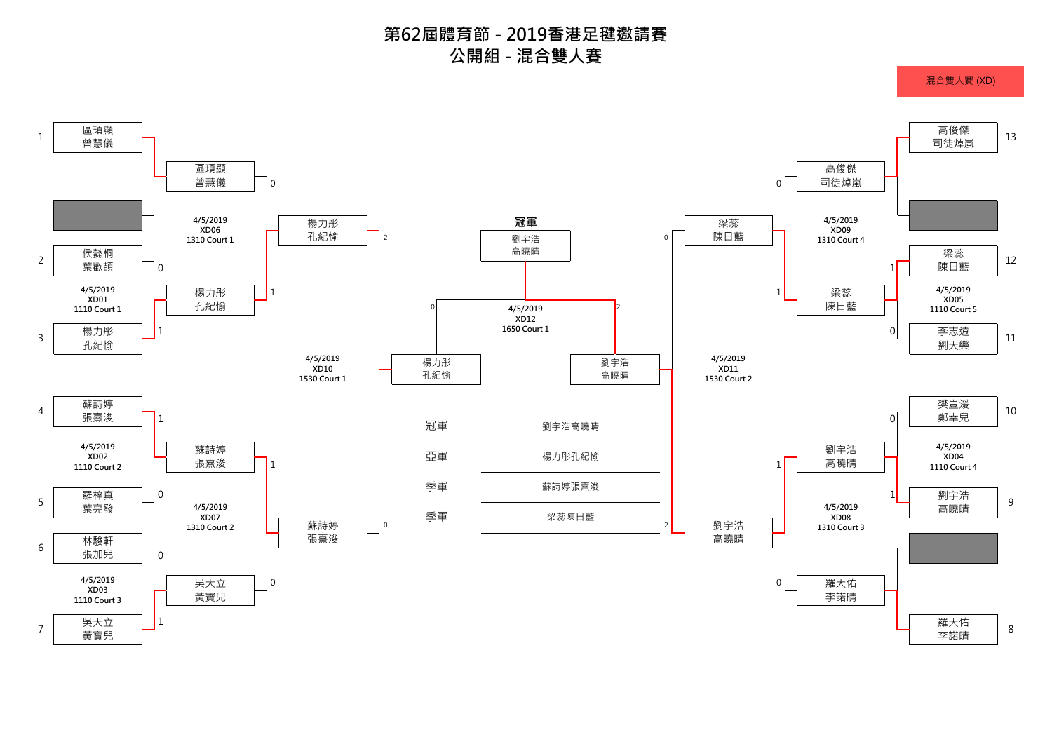# 第62屆體育節 - 2019香港足毽邀請賽
## 公開組 - 混合雙人賽

混合雙人賽 (XD)

1 區項顯 曾慧儀

2 侯懿桐 葉歡頤 0

3 楊力彤 孔紀愉 1

4/5/2019
XD01
1110 Court 1

區項顯 曾慧儀 0

楊力彤 孔紀愉 1

4/5/2019
XD06
1310 Court 1

楊力彤 孔紀愉 2

4 蘇詩婷 張熹浚 1

5 羅梓真 葉亮發 0

4/5/2019
XD02
1110 Court 2

6 林駿軒 張加兒 0

7 吳天立 黃寶兒 1

4/5/2019
XD03
1110 Court 3

蘇詩婷 張熹浚 1

吳天立 黃寶兒 0

4/5/2019
XD07
1310 Court 2

蘇詩婷 張熹浚 0

4/5/2019
XD10
1530 Court 1

楊力彤 孔紀愉 0

冠軍
劉宇浩 高曉晴

4/5/2019
XD12
1650 Court 1

劉宇浩 高曉晴 2

13 高俊傑 司徒焯嵐

12 梁蕊 陳日藍 1

11 李志遠 劉天樂 0

4/5/2019
XD05
1110 Court 5

高俊傑 司徒焯嵐 0

梁蕊 陳日藍 1

4/5/2019
XD09
1310 Court 4

梁蕊 陳日藍 0

10 樊豈湲 鄭幸兒 0

9 劉宇浩 高曉晴 1

4/5/2019
XD04
1110 Court 4

8 羅天佑 李諾晴

劉宇浩 高曉晴 1

羅天佑 李諾晴 0

4/5/2019
XD08
1310 Court 3

劉宇浩 高曉晴 2

4/5/2019
XD11
1530 Court 2

| | |
|---|---|
| 冠軍 | 劉宇浩高曉晴 |
| 亞軍 | 楊力彤孔紀愉 |
| 季軍 | 蘇詩婷張熹浚 |
| 季軍 | 梁蕊陳日藍 |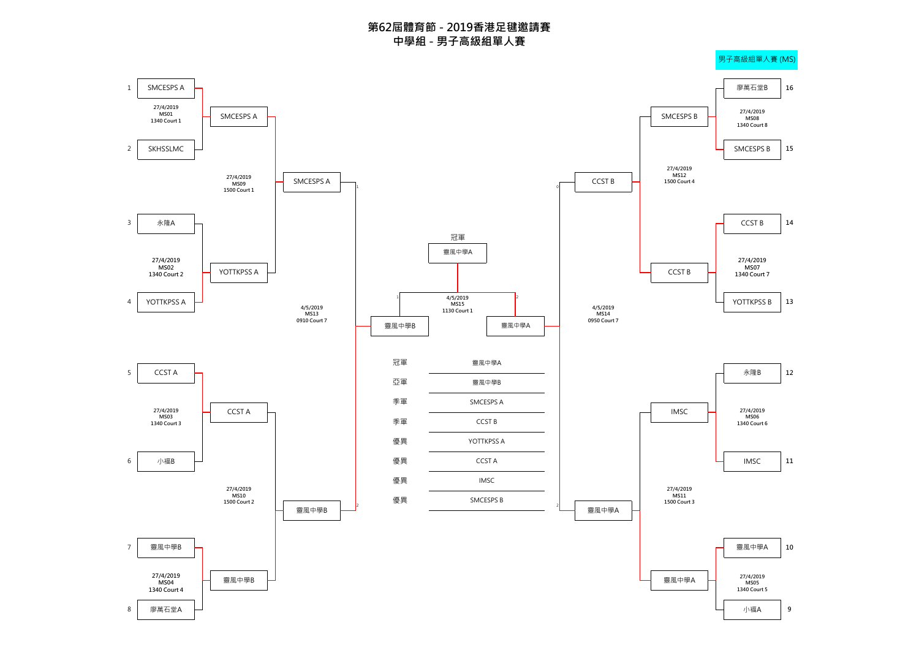# 第62屆體育節 - 2019香港足毽邀請賽

## 中學組 - 男子高級組單人賽

男子高級組單人賽 (MS)

1 SMCESPS A
27/4/2019
MS01
1340 Court 1
2 SKHSSLMC

SMCESPS A

27/4/2019
MS09
1500 Court 1

SMCESPS A

3 永隆A
27/4/2019
MS02
1340 Court 2
4 YOTTKPSS A

YOTTKPSS A

4/5/2019
MS13
0910 Court 7

5 CCST A
27/4/2019
MS03
1340 Court 3
6 小福B

CCST A

27/4/2019
MS10
1500 Court 2

靈風中學B

7 靈風中學B
27/4/2019
MS04
1340 Court 4
8 廖萬石堂A

靈風中學B

16 廖萬石堂B
27/4/2019
MS08
1340 Court 8
15 SMCESPS B

SMCESPS B

27/4/2019
MS12
1500 Court 4

CCST B

14 CCST B
27/4/2019
MS07
1340 Court 7
13 YOTTKPSS B

CCST B

4/5/2019
MS14
0950 Court 7

12 永隆B
27/4/2019
MS06
1340 Court 6
11 IMSC

IMSC

27/4/2019
MS11
1500 Court 3

靈風中學A

10 靈風中學A
27/4/2019
MS05
1340 Court 5
9 小福A

靈風中學A

冠軍
靈風中學A

4/5/2019
MS15
1130 Court 1

靈風中學B 1 — 2 靈風中學A

| | |
|---|---|
| 冠軍 | 靈風中學A |
| 亞軍 | 靈風中學B |
| 季軍 | SMCESPS A |
| 季軍 | CCST B |
| 優異 | YOTTKPSS A |
| 優異 | CCST A |
| 優異 | IMSC |
| 優異 | SMCESPS B |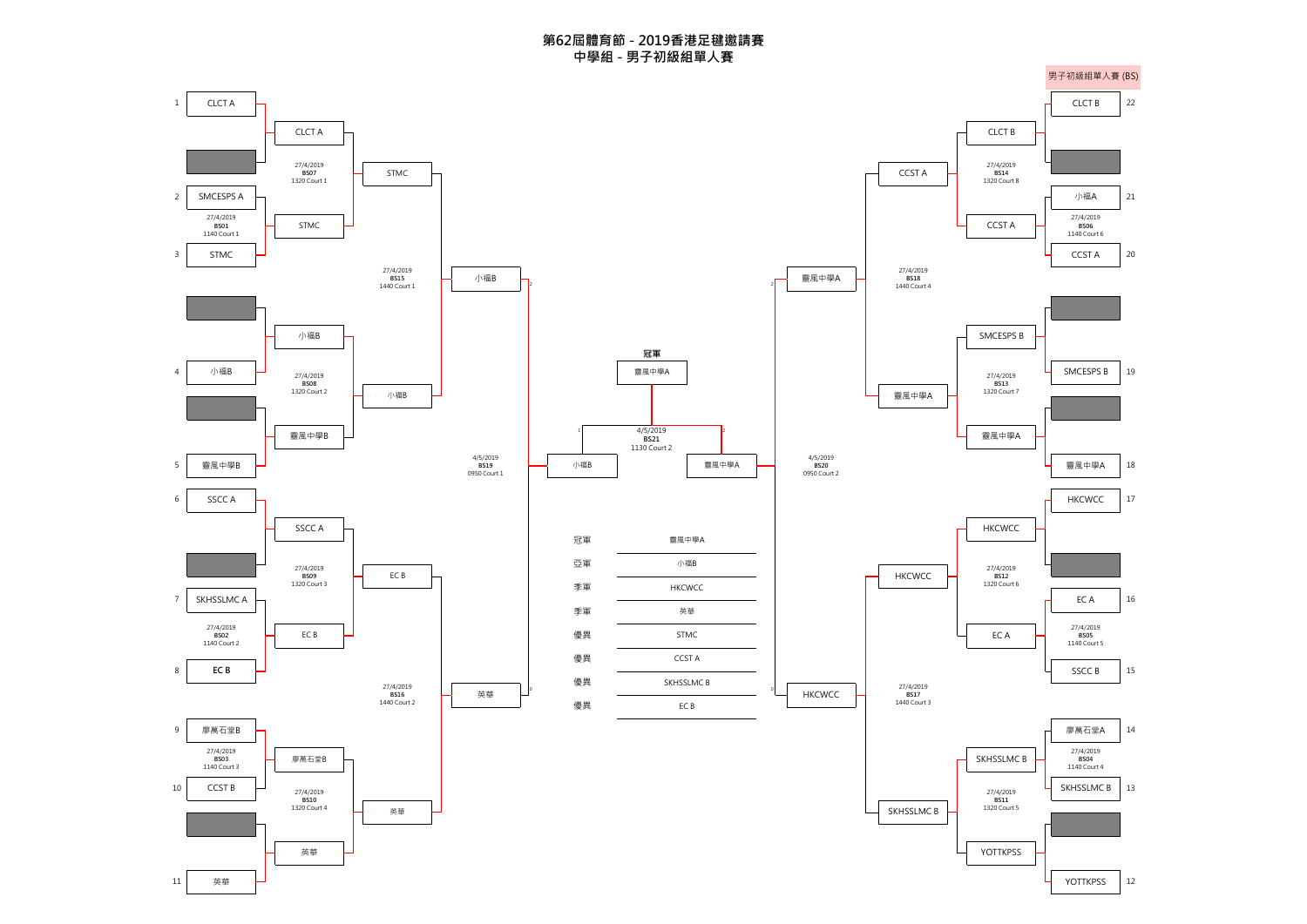# 第62屆體育節 - 2019香港足毽邀請賽

## 中學組 - 男子初級組單人賽

男子初級組單人賽 (BS)

1 CLCT A
2 SMCESPS A
3 STMC
4 小福B
5 靈風中學B
6 SSCC A
7 SKHSSLMC A
8 EC B
9 廖萬石堂B
10 CCST B
11 英華

22 CLCT B
21 小福A
20 CCST A
19 SMCESPS B
18 靈風中學A
17 HKCWCC
16 EC A
15 SSCC B
14 廖萬石堂A
13 SKHSSLMC B
12 YOTTKPSS

27/4/2019
**BS01**
1140 Court 1
STMC

27/4/2019
**BS02**
1140 Court 2
EC B

27/4/2019
**BS03**
1140 Court 3
廖萬石堂B

27/4/2019
**BS04**
1140 Court 4
SKHSSLMC B

27/4/2019
**BS05**
1140 Court 5
EC A

27/4/2019
**BS06**
1140 Court 6
CCST A

27/4/2019
**BS07**
1320 Court 1
CLCT A vs STMC → STMC

27/4/2019
**BS08**
1320 Court 2
小福B vs 靈風中學B → 小福B

27/4/2019
**BS09**
1320 Court 3
SSCC A vs EC B → EC B

27/4/2019
**BS10**
1320 Court 4
廖萬石堂B vs 英華 → 英華

27/4/2019
**BS11**
1320 Court 5
SKHSSLMC B vs YOTTKPSS → SKHSSLMC B

27/4/2019
**BS12**
1320 Court 6
HKCWCC vs EC A → HKCWCC

27/4/2019
**BS13**
1320 Court 7
SMCESPS B vs 靈風中學A → 靈風中學A

27/4/2019
**BS14**
1320 Court 8
CLCT B vs CCST A → CCST A

27/4/2019
**BS15**
1440 Court 1
STMC vs 小福B → 小福B

27/4/2019
**BS16**
1440 Court 2
EC B vs 英華 → 英華

27/4/2019
**BS17**
1440 Court 3
HKCWCC vs SKHSSLMC B → HKCWCC

27/4/2019
**BS18**
1440 Court 4
CCST A vs 靈風中學A → 靈風中學A

4/5/2019
**BS19**
0950 Court 1
小福B 2 : 英華 0 → 小福B

4/5/2019
**BS20**
0950 Court 2
靈風中學A 2 : HKCWCC 0 → 靈風中學A

4/5/2019
**BS21**
1130 Court 2
小福B 1 : 靈風中學A 2

**冠軍**
靈風中學A

| | |
|---|---|
| 冠軍 | 靈風中學A |
| 亞軍 | 小福B |
| 季軍 | HKCWCC |
| 季軍 | 英華 |
| 優異 | STMC |
| 優異 | CCST A |
| 優異 | SKHSSLMC B |
| 優異 | EC B |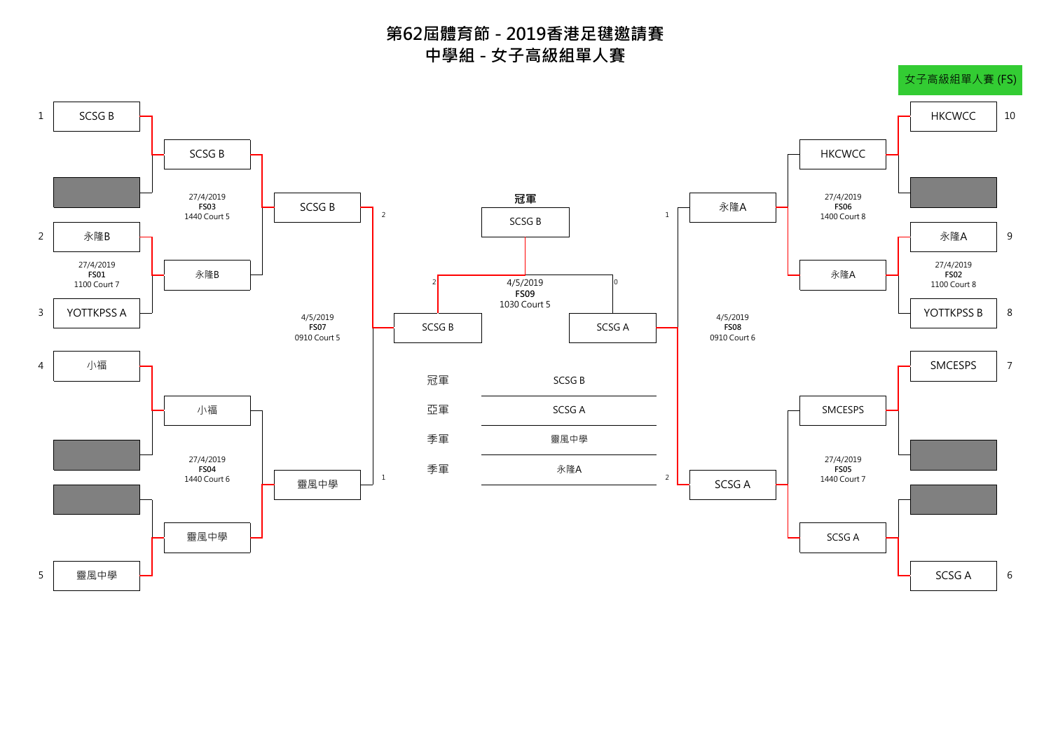# 第62屆體育節 - 2019香港足毽邀請賽

## 中學組 - 女子高級組單人賽

女子高級組單人賽 (FS)

1 SCSG B

2 永隆B

3 YOTTKPSS A

4 小福

5 靈風中學

6 SCSG A

7 SMCESPS

8 YOTTKPSS B

9 永隆A

10 HKCWCC

27/4/2019
**FS01**
1100 Court 7

永隆B

27/4/2019
**FS02**
1100 Court 8

永隆A

SCSG B

27/4/2019
**FS03**
1440 Court 5

小福

靈風中學

27/4/2019
**FS04**
1440 Court 6

SMCESPS

SCSG A

27/4/2019
**FS05**
1440 Court 7

HKCWCC

27/4/2019
**FS06**
1400 Court 8

SCSG B 2

靈風中學 1

4/5/2019
**FS07**
0910 Court 5

永隆A 1

SCSG A 2

4/5/2019
**FS08**
0910 Court 6

SCSG B 2

SCSG A 0

4/5/2019
**FS09**
1030 Court 5

**冠軍**

SCSG B

| | |
|---|---|
| 冠軍 | SCSG B |
| 亞軍 | SCSG A |
| 季軍 | 靈風中學 |
| 季軍 | 永隆A |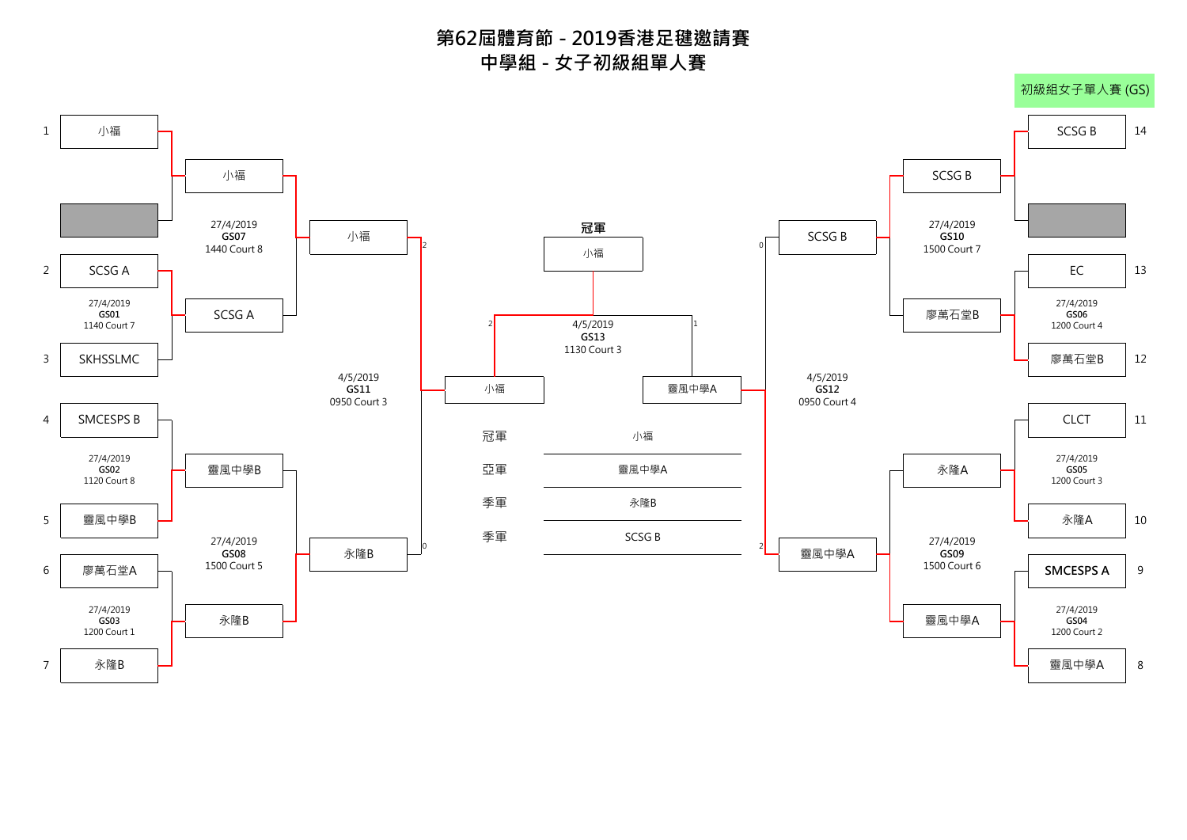# 第62屆體育節 - 2019香港足毽邀請賽

## 中學組 - 女子初級組單人賽

初級組女子單人賽 (GS)

1 小福

2 SCSG A

3 SKHSSLMC

4 SMCESPS B

5 靈風中學B

6 廖萬石堂A

7 永隆B

8 靈風中學A

9 SMCESPS A

10 永隆A

11 CLCT

12 廖萬石堂B

13 EC

14 SCSG B

27/4/2019
GS01
1140 Court 7

27/4/2019
GS02
1120 Court 8

27/4/2019
GS03
1200 Court 1

27/4/2019
GS04
1200 Court 2

27/4/2019
GS05
1200 Court 3

27/4/2019
GS06
1200 Court 4

小福

SCSG A

靈風中學B

永隆B

SCSG B

廖萬石堂B

永隆A

靈風中學A

27/4/2019
GS07
1440 Court 8

27/4/2019
GS08
1500 Court 5

27/4/2019
GS09
1500 Court 6

27/4/2019
GS10
1500 Court 7

小福 2

永隆B 0

SCSG B 0

靈風中學A 2

4/5/2019
GS11
0950 Court 3

4/5/2019
GS12
0950 Court 4

小福 2

靈風中學A 1

4/5/2019
GS13
1130 Court 3

**冠軍**

小福

| | |
|---|---|
| 冠軍 | 小福 |
| 亞軍 | 靈風中學A |
| 季軍 | 永隆B |
| 季軍 | SCSG B |